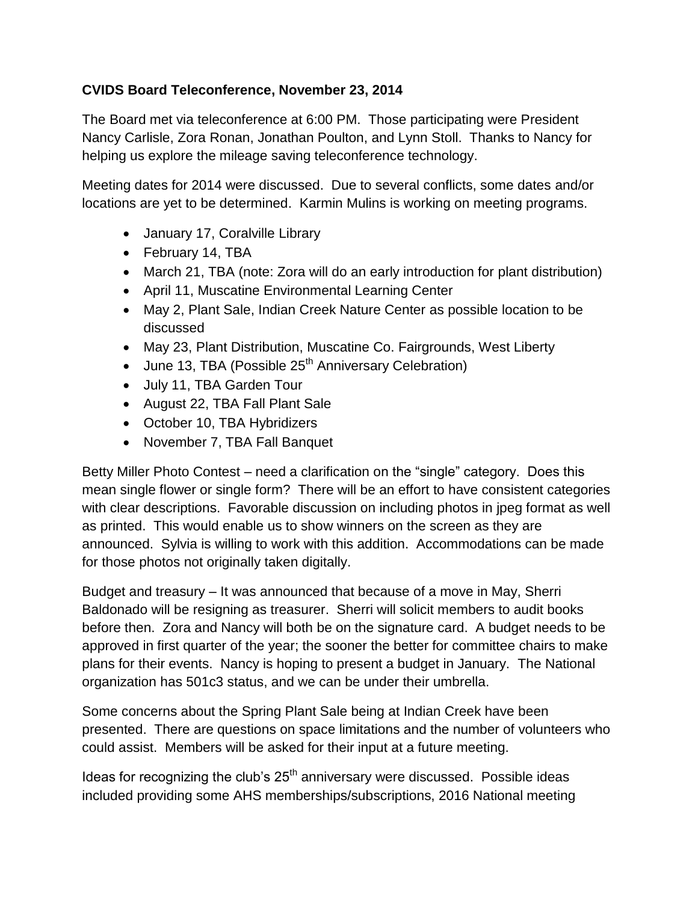**CVIDS Board Teleconference, November 23, 2014**

The Board met via teleconference at 6:00 PM. Those participating were President Nancy Carlisle, Zora Ronan, Jonathan Poulton, and Lynn Stoll. Thanks to Nancy for helping us explore the mileage saving teleconference technology.

Meeting dates for 2014 were discussed. Due to several conflicts, some dates and/or locations are yet to be determined. Karmin Mulins is working on meeting programs.

- January 17, Coralville Library
- February 14, TBA
- March 21, TBA (note: Zora will do an early introduction for plant distribution)
- April 11, Muscatine Environmental Learning Center
- May 2, Plant Sale, Indian Creek Nature Center as possible location to be discussed
- May 23, Plant Distribution, Muscatine Co. Fairgrounds, West Liberty
- June 13, TBA (Possible 25th Anniversary Celebration)
- July 11, TBA Garden Tour
- August 22, TBA Fall Plant Sale
- October 10, TBA Hybridizers
- November 7, TBA Fall Banquet

Betty Miller Photo Contest – need a clarification on the "single" category. Does this mean single flower or single form? There will be an effort to have consistent categories with clear descriptions. Favorable discussion on including photos in jpeg format as well as printed. This would enable us to show winners on the screen as they are announced. Sylvia is willing to work with this addition. Accommodations can be made for those photos not originally taken digitally.

Budget and treasury – It was announced that because of a move in May, Sherri Baldonado will be resigning as treasurer. Sherri will solicit members to audit books before then. Zora and Nancy will both be on the signature card. A budget needs to be approved in first quarter of the year; the sooner the better for committee chairs to make plans for their events. Nancy is hoping to present a budget in January. The National organization has 501c3 status, and we can be under their umbrella.

Some concerns about the Spring Plant Sale being at Indian Creek have been presented. There are questions on space limitations and the number of volunteers who could assist. Members will be asked for their input at a future meeting.

Ideas for recognizing the club's 25th anniversary were discussed. Possible ideas included providing some AHS memberships/subscriptions, 2016 National meeting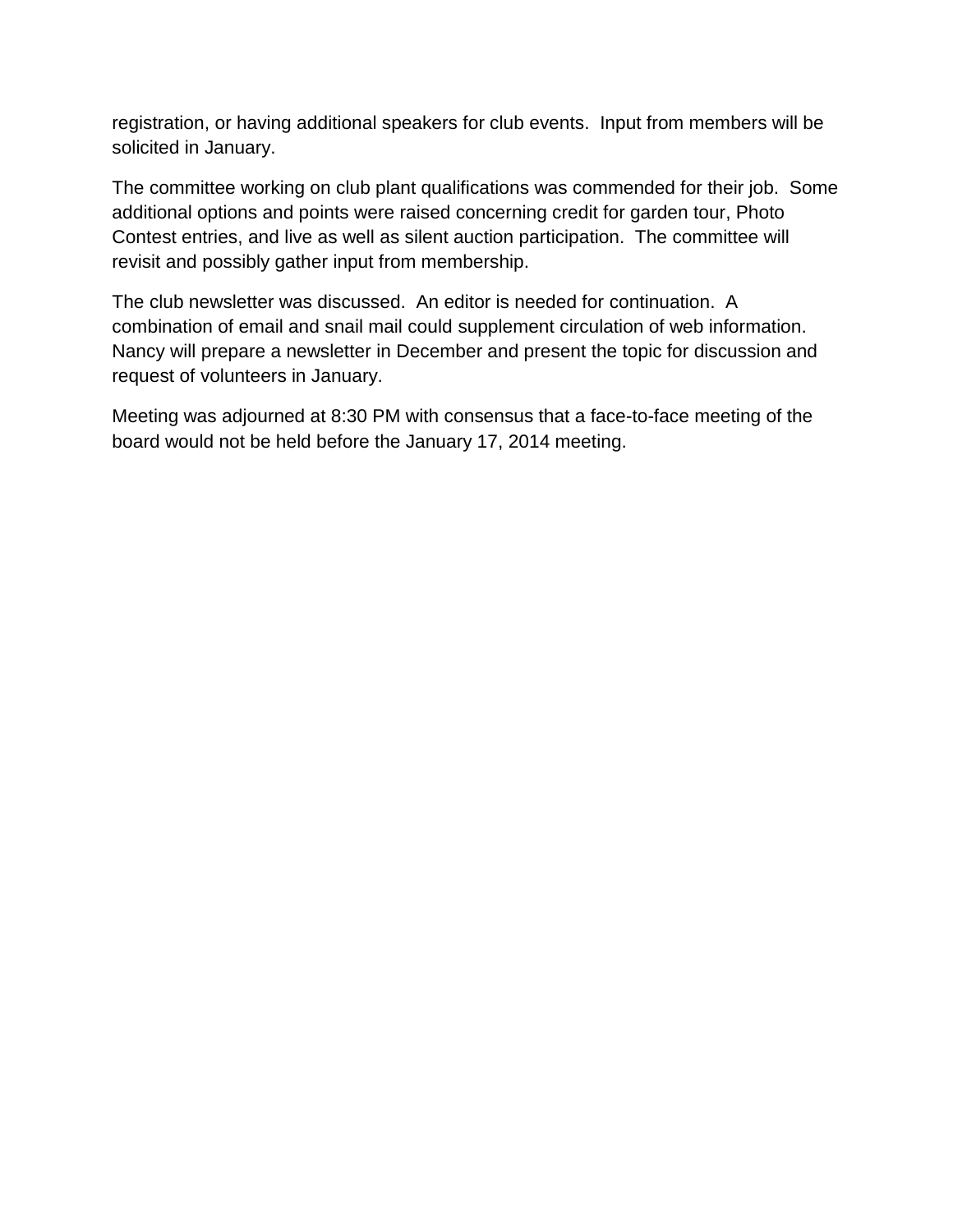registration, or having additional speakers for club events.  Input from members will be solicited in January.

The committee working on club plant qualifications was commended for their job.  Some additional options and points were raised concerning credit for garden tour, Photo Contest entries, and live as well as silent auction participation.  The committee will revisit and possibly gather input from membership.

The club newsletter was discussed.  An editor is needed for continuation.  A combination of email and snail mail could supplement circulation of web information.  Nancy will prepare a newsletter in December and present the topic for discussion and request of volunteers in January.

Meeting was adjourned at 8:30 PM with consensus that a face-to-face meeting of the board would not be held before the January 17, 2014 meeting.